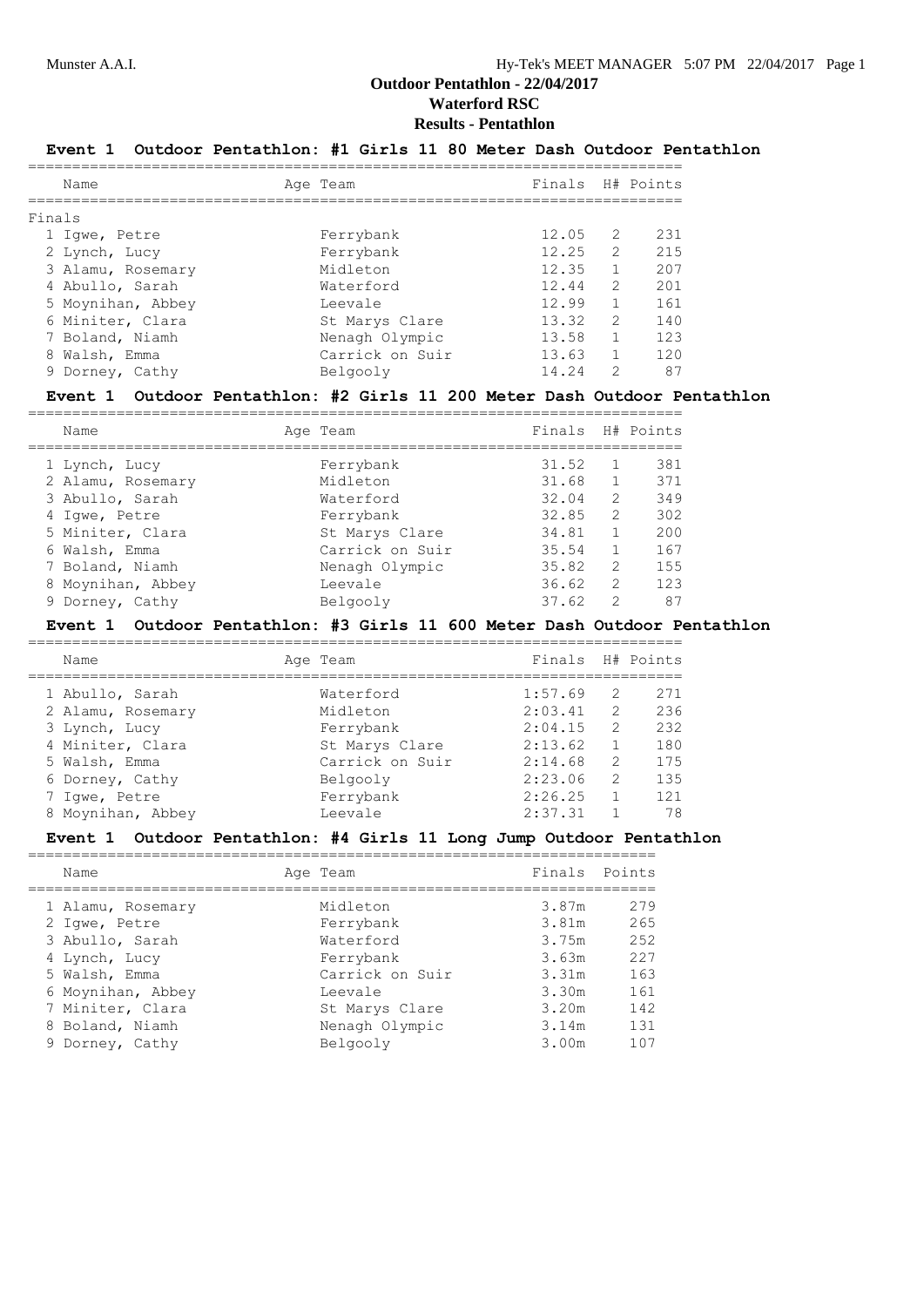# Outdoor Pentathlon - 22/04/2017

## Waterford RSC

### Results - Pentathlon

**Event 1 Outdoor Pentathlon: #1 Girls 11 80 Meter Dash Outdoor Pentathlon**

Finals

| | Name | Age | Team | Finals | H# | Points |
|---|---|---|---|---|---|---|
| 1 | Igwe, Petre | | Ferrybank | 12.05 | 2 | 231 |
| 2 | Lynch, Lucy | | Ferrybank | 12.25 | 2 | 215 |
| 3 | Alamu, Rosemary | | Midleton | 12.35 | 1 | 207 |
| 4 | Abullo, Sarah | | Waterford | 12.44 | 2 | 201 |
| 5 | Moynihan, Abbey | | Leevale | 12.99 | 1 | 161 |
| 6 | Miniter, Clara | | St Marys Clare | 13.32 | 2 | 140 |
| 7 | Boland, Niamh | | Nenagh Olympic | 13.58 | 1 | 123 |
| 8 | Walsh, Emma | | Carrick on Suir | 13.63 | 1 | 120 |
| 9 | Dorney, Cathy | | Belgooly | 14.24 | 2 | 87 |

**Event 1 Outdoor Pentathlon: #2 Girls 11 200 Meter Dash Outdoor Pentathlon**

| | Name | Age | Team | Finals | H# | Points |
|---|---|---|---|---|---|---|
| 1 | Lynch, Lucy | | Ferrybank | 31.52 | 1 | 381 |
| 2 | Alamu, Rosemary | | Midleton | 31.68 | 1 | 371 |
| 3 | Abullo, Sarah | | Waterford | 32.04 | 2 | 349 |
| 4 | Igwe, Petre | | Ferrybank | 32.85 | 2 | 302 |
| 5 | Miniter, Clara | | St Marys Clare | 34.81 | 1 | 200 |
| 6 | Walsh, Emma | | Carrick on Suir | 35.54 | 1 | 167 |
| 7 | Boland, Niamh | | Nenagh Olympic | 35.82 | 2 | 155 |
| 8 | Moynihan, Abbey | | Leevale | 36.62 | 2 | 123 |
| 9 | Dorney, Cathy | | Belgooly | 37.62 | 2 | 87 |

**Event 1 Outdoor Pentathlon: #3 Girls 11 600 Meter Dash Outdoor Pentathlon**

| | Name | Age | Team | Finals | H# | Points |
|---|---|---|---|---|---|---|
| 1 | Abullo, Sarah | | Waterford | 1:57.69 | 2 | 271 |
| 2 | Alamu, Rosemary | | Midleton | 2:03.41 | 2 | 236 |
| 3 | Lynch, Lucy | | Ferrybank | 2:04.15 | 2 | 232 |
| 4 | Miniter, Clara | | St Marys Clare | 2:13.62 | 1 | 180 |
| 5 | Walsh, Emma | | Carrick on Suir | 2:14.68 | 2 | 175 |
| 6 | Dorney, Cathy | | Belgooly | 2:23.06 | 2 | 135 |
| 7 | Igwe, Petre | | Ferrybank | 2:26.25 | 1 | 121 |
| 8 | Moynihan, Abbey | | Leevale | 2:37.31 | 1 | 78 |

**Event 1 Outdoor Pentathlon: #4 Girls 11 Long Jump Outdoor Pentathlon**

| | Name | Age | Team | Finals | Points |
|---|---|---|---|---|---|
| 1 | Alamu, Rosemary | | Midleton | 3.87m | 279 |
| 2 | Igwe, Petre | | Ferrybank | 3.81m | 265 |
| 3 | Abullo, Sarah | | Waterford | 3.75m | 252 |
| 4 | Lynch, Lucy | | Ferrybank | 3.63m | 227 |
| 5 | Walsh, Emma | | Carrick on Suir | 3.31m | 163 |
| 6 | Moynihan, Abbey | | Leevale | 3.30m | 161 |
| 7 | Miniter, Clara | | St Marys Clare | 3.20m | 142 |
| 8 | Boland, Niamh | | Nenagh Olympic | 3.14m | 131 |
| 9 | Dorney, Cathy | | Belgooly | 3.00m | 107 |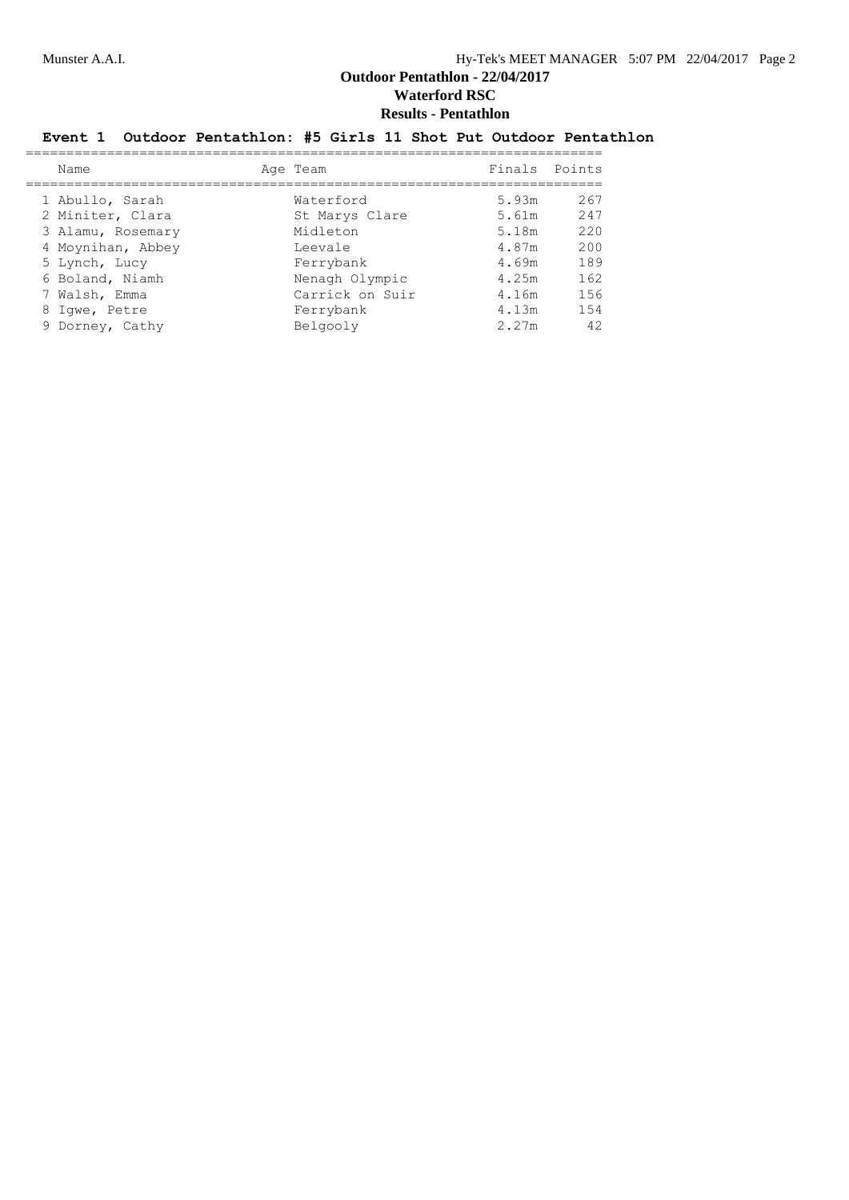# Outdoor Pentathlon - 22/04/2017

## Waterford RSC

## Results - Pentathlon

### Event 1 Outdoor Pentathlon: #5 Girls 11 Shot Put Outdoor Pentathlon

| | Name | Age | Team | Finals | Points |
|---|---|---|---|---|---|
| 1 | Abullo, Sarah | | Waterford | 5.93m | 267 |
| 2 | Miniter, Clara | | St Marys Clare | 5.61m | 247 |
| 3 | Alamu, Rosemary | | Midleton | 5.18m | 220 |
| 4 | Moynihan, Abbey | | Leevale | 4.87m | 200 |
| 5 | Lynch, Lucy | | Ferrybank | 4.69m | 189 |
| 6 | Boland, Niamh | | Nenagh Olympic | 4.25m | 162 |
| 7 | Walsh, Emma | | Carrick on Suir | 4.16m | 156 |
| 8 | Igwe, Petre | | Ferrybank | 4.13m | 154 |
| 9 | Dorney, Cathy | | Belgooly | 2.27m | 42 |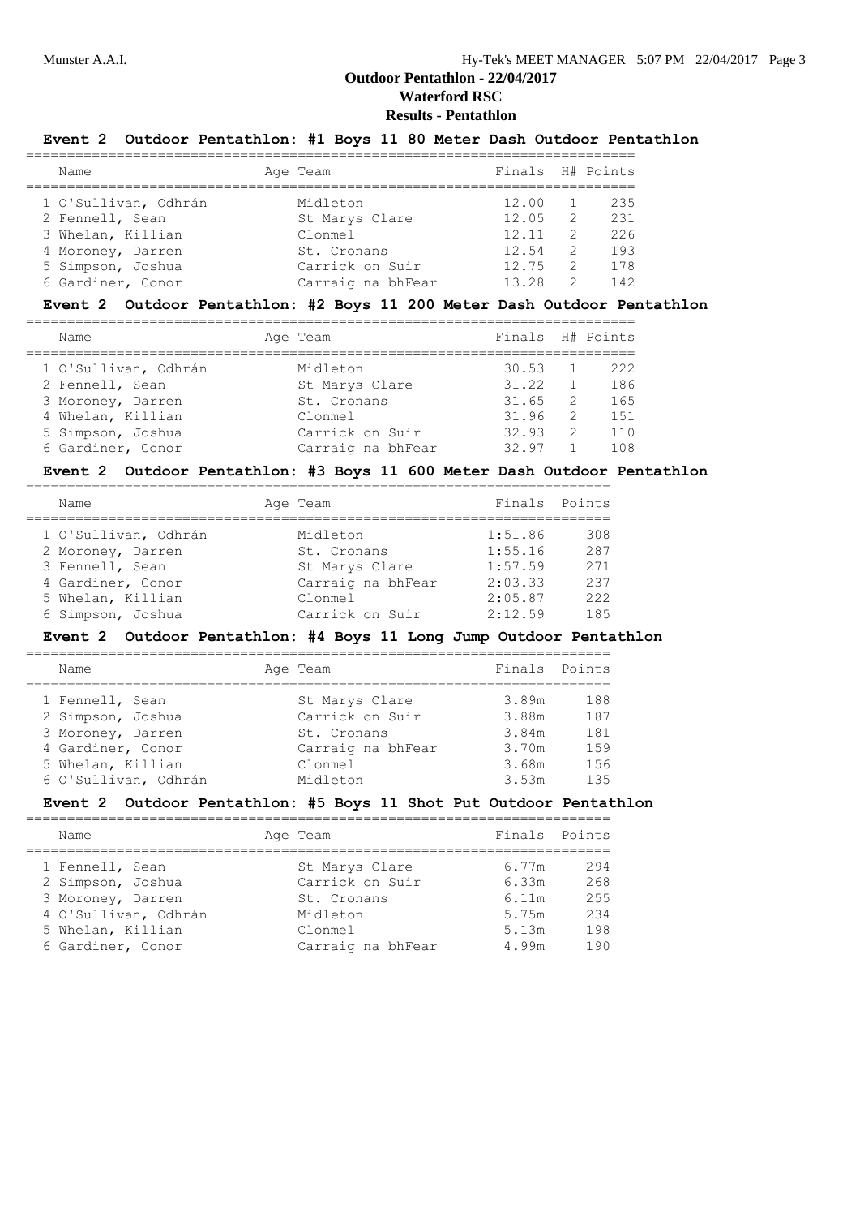## Outdoor Pentathlon - 22/04/2017

### Waterford RSC

### Results - Pentathlon

**Event 2 Outdoor Pentathlon: #1 Boys 11 80 Meter Dash Outdoor Pentathlon**

| | Name | Age | Team | Finals | H# | Points |
|---|---|---|---|---|---|---|
| 1 | O'Sullivan, Odhrán | | Midleton | 12.00 | 1 | 235 |
| 2 | Fennell, Sean | | St Marys Clare | 12.05 | 2 | 231 |
| 3 | Whelan, Killian | | Clonmel | 12.11 | 2 | 226 |
| 4 | Moroney, Darren | | St. Cronans | 12.54 | 2 | 193 |
| 5 | Simpson, Joshua | | Carrick on Suir | 12.75 | 2 | 178 |
| 6 | Gardiner, Conor | | Carraig na bhFear | 13.28 | 2 | 142 |

**Event 2 Outdoor Pentathlon: #2 Boys 11 200 Meter Dash Outdoor Pentathlon**

| | Name | Age | Team | Finals | H# | Points |
|---|---|---|---|---|---|---|
| 1 | O'Sullivan, Odhrán | | Midleton | 30.53 | 1 | 222 |
| 2 | Fennell, Sean | | St Marys Clare | 31.22 | 1 | 186 |
| 3 | Moroney, Darren | | St. Cronans | 31.65 | 2 | 165 |
| 4 | Whelan, Killian | | Clonmel | 31.96 | 2 | 151 |
| 5 | Simpson, Joshua | | Carrick on Suir | 32.93 | 2 | 110 |
| 6 | Gardiner, Conor | | Carraig na bhFear | 32.97 | 1 | 108 |

**Event 2 Outdoor Pentathlon: #3 Boys 11 600 Meter Dash Outdoor Pentathlon**

| | Name | Age | Team | Finals | Points |
|---|---|---|---|---|---|
| 1 | O'Sullivan, Odhrán | | Midleton | 1:51.86 | 308 |
| 2 | Moroney, Darren | | St. Cronans | 1:55.16 | 287 |
| 3 | Fennell, Sean | | St Marys Clare | 1:57.59 | 271 |
| 4 | Gardiner, Conor | | Carraig na bhFear | 2:03.33 | 237 |
| 5 | Whelan, Killian | | Clonmel | 2:05.87 | 222 |
| 6 | Simpson, Joshua | | Carrick on Suir | 2:12.59 | 185 |

**Event 2 Outdoor Pentathlon: #4 Boys 11 Long Jump Outdoor Pentathlon**

| | Name | Age | Team | Finals | Points |
|---|---|---|---|---|---|
| 1 | Fennell, Sean | | St Marys Clare | 3.89m | 188 |
| 2 | Simpson, Joshua | | Carrick on Suir | 3.88m | 187 |
| 3 | Moroney, Darren | | St. Cronans | 3.84m | 181 |
| 4 | Gardiner, Conor | | Carraig na bhFear | 3.70m | 159 |
| 5 | Whelan, Killian | | Clonmel | 3.68m | 156 |
| 6 | O'Sullivan, Odhrán | | Midleton | 3.53m | 135 |

**Event 2 Outdoor Pentathlon: #5 Boys 11 Shot Put Outdoor Pentathlon**

| | Name | Age | Team | Finals | Points |
|---|---|---|---|---|---|
| 1 | Fennell, Sean | | St Marys Clare | 6.77m | 294 |
| 2 | Simpson, Joshua | | Carrick on Suir | 6.33m | 268 |
| 3 | Moroney, Darren | | St. Cronans | 6.11m | 255 |
| 4 | O'Sullivan, Odhrán | | Midleton | 5.75m | 234 |
| 5 | Whelan, Killian | | Clonmel | 5.13m | 198 |
| 6 | Gardiner, Conor | | Carraig na bhFear | 4.99m | 190 |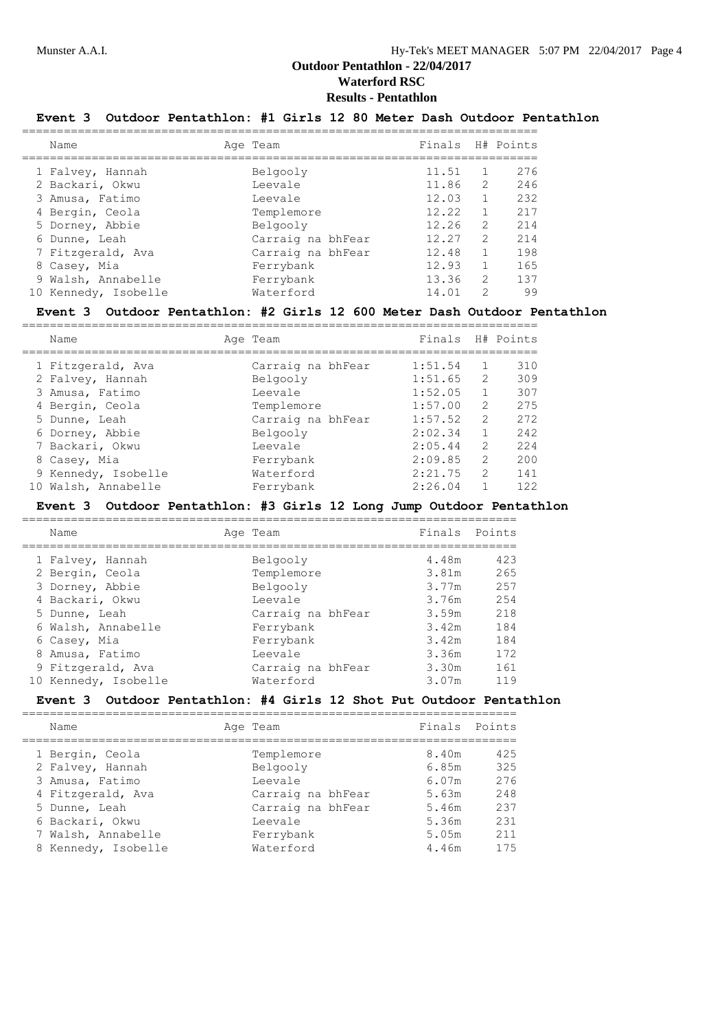# Outdoor Pentathlon - 22/04/2017

## Waterford RSC

### Results - Pentathlon

**Event 3 Outdoor Pentathlon: #1 Girls 12 80 Meter Dash Outdoor Pentathlon**

| | Name | Age | Team | Finals | H# | Points |
|---|---|---|---|---|---|---|
| 1 | Falvey, Hannah | | Belgooly | 11.51 | 1 | 276 |
| 2 | Backari, Okwu | | Leevale | 11.86 | 2 | 246 |
| 3 | Amusa, Fatimo | | Leevale | 12.03 | 1 | 232 |
| 4 | Bergin, Ceola | | Templemore | 12.22 | 1 | 217 |
| 5 | Dorney, Abbie | | Belgooly | 12.26 | 2 | 214 |
| 6 | Dunne, Leah | | Carraig na bhFear | 12.27 | 2 | 214 |
| 7 | Fitzgerald, Ava | | Carraig na bhFear | 12.48 | 1 | 198 |
| 8 | Casey, Mia | | Ferrybank | 12.93 | 1 | 165 |
| 9 | Walsh, Annabelle | | Ferrybank | 13.36 | 2 | 137 |
| 10 | Kennedy, Isobelle | | Waterford | 14.01 | 2 | 99 |

**Event 3 Outdoor Pentathlon: #2 Girls 12 600 Meter Dash Outdoor Pentathlon**

| | Name | Age | Team | Finals | H# | Points |
|---|---|---|---|---|---|---|
| 1 | Fitzgerald, Ava | | Carraig na bhFear | 1:51.54 | 1 | 310 |
| 2 | Falvey, Hannah | | Belgooly | 1:51.65 | 2 | 309 |
| 3 | Amusa, Fatimo | | Leevale | 1:52.05 | 1 | 307 |
| 4 | Bergin, Ceola | | Templemore | 1:57.00 | 2 | 275 |
| 5 | Dunne, Leah | | Carraig na bhFear | 1:57.52 | 2 | 272 |
| 6 | Dorney, Abbie | | Belgooly | 2:02.34 | 1 | 242 |
| 7 | Backari, Okwu | | Leevale | 2:05.44 | 2 | 224 |
| 8 | Casey, Mia | | Ferrybank | 2:09.85 | 2 | 200 |
| 9 | Kennedy, Isobelle | | Waterford | 2:21.75 | 2 | 141 |
| 10 | Walsh, Annabelle | | Ferrybank | 2:26.04 | 1 | 122 |

**Event 3 Outdoor Pentathlon: #3 Girls 12 Long Jump Outdoor Pentathlon**

| | Name | Age | Team | Finals | Points |
|---|---|---|---|---|---|
| 1 | Falvey, Hannah | | Belgooly | 4.48m | 423 |
| 2 | Bergin, Ceola | | Templemore | 3.81m | 265 |
| 3 | Dorney, Abbie | | Belgooly | 3.77m | 257 |
| 4 | Backari, Okwu | | Leevale | 3.76m | 254 |
| 5 | Dunne, Leah | | Carraig na bhFear | 3.59m | 218 |
| 6 | Walsh, Annabelle | | Ferrybank | 3.42m | 184 |
| 6 | Casey, Mia | | Ferrybank | 3.42m | 184 |
| 8 | Amusa, Fatimo | | Leevale | 3.36m | 172 |
| 9 | Fitzgerald, Ava | | Carraig na bhFear | 3.30m | 161 |
| 10 | Kennedy, Isobelle | | Waterford | 3.07m | 119 |

**Event 3 Outdoor Pentathlon: #4 Girls 12 Shot Put Outdoor Pentathlon**

| | Name | Age | Team | Finals | Points |
|---|---|---|---|---|---|
| 1 | Bergin, Ceola | | Templemore | 8.40m | 425 |
| 2 | Falvey, Hannah | | Belgooly | 6.85m | 325 |
| 3 | Amusa, Fatimo | | Leevale | 6.07m | 276 |
| 4 | Fitzgerald, Ava | | Carraig na bhFear | 5.63m | 248 |
| 5 | Dunne, Leah | | Carraig na bhFear | 5.46m | 237 |
| 6 | Backari, Okwu | | Leevale | 5.36m | 231 |
| 7 | Walsh, Annabelle | | Ferrybank | 5.05m | 211 |
| 8 | Kennedy, Isobelle | | Waterford | 4.46m | 175 |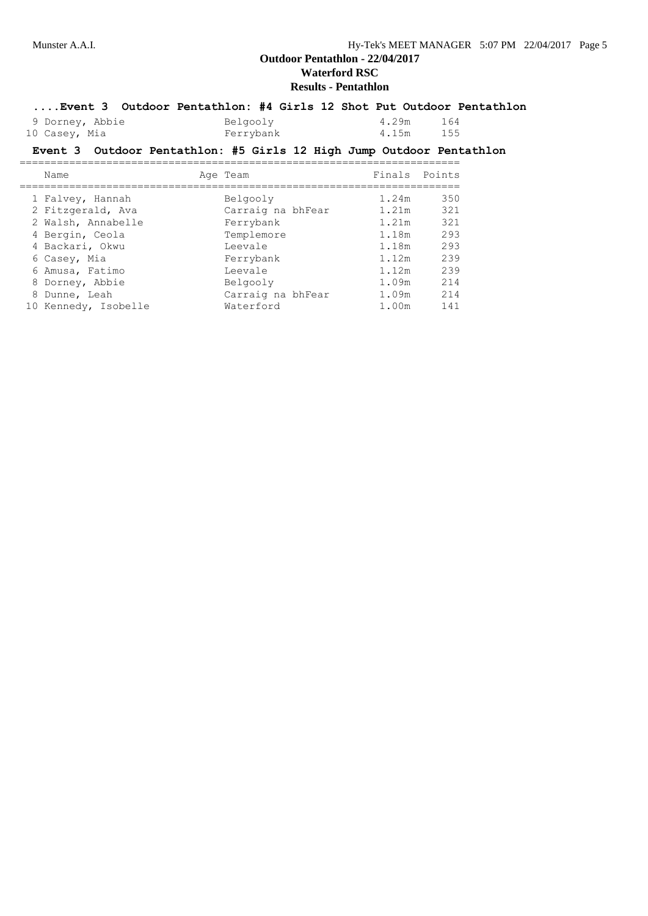## Outdoor Pentathlon - 22/04/2017
### Waterford RSC
### Results - Pentathlon

#### ....Event 3 Outdoor Pentathlon: #4 Girls 12 Shot Put Outdoor Pentathlon

| Name | Age Team | Finals | Points |
|---|---|---|---|
| 9 Dorney, Abbie | Belgooly | 4.29m | 164 |
| 10 Casey, Mia | Ferrybank | 4.15m | 155 |

#### Event 3 Outdoor Pentathlon: #5 Girls 12 High Jump Outdoor Pentathlon

| Name | Age Team | Finals | Points |
|---|---|---|---|
| 1 Falvey, Hannah | Belgooly | 1.24m | 350 |
| 2 Fitzgerald, Ava | Carraig na bhFear | 1.21m | 321 |
| 2 Walsh, Annabelle | Ferrybank | 1.21m | 321 |
| 4 Bergin, Ceola | Templemore | 1.18m | 293 |
| 4 Backari, Okwu | Leevale | 1.18m | 293 |
| 6 Casey, Mia | Ferrybank | 1.12m | 239 |
| 6 Amusa, Fatimo | Leevale | 1.12m | 239 |
| 8 Dorney, Abbie | Belgooly | 1.09m | 214 |
| 8 Dunne, Leah | Carraig na bhFear | 1.09m | 214 |
| 10 Kennedy, Isobelle | Waterford | 1.00m | 141 |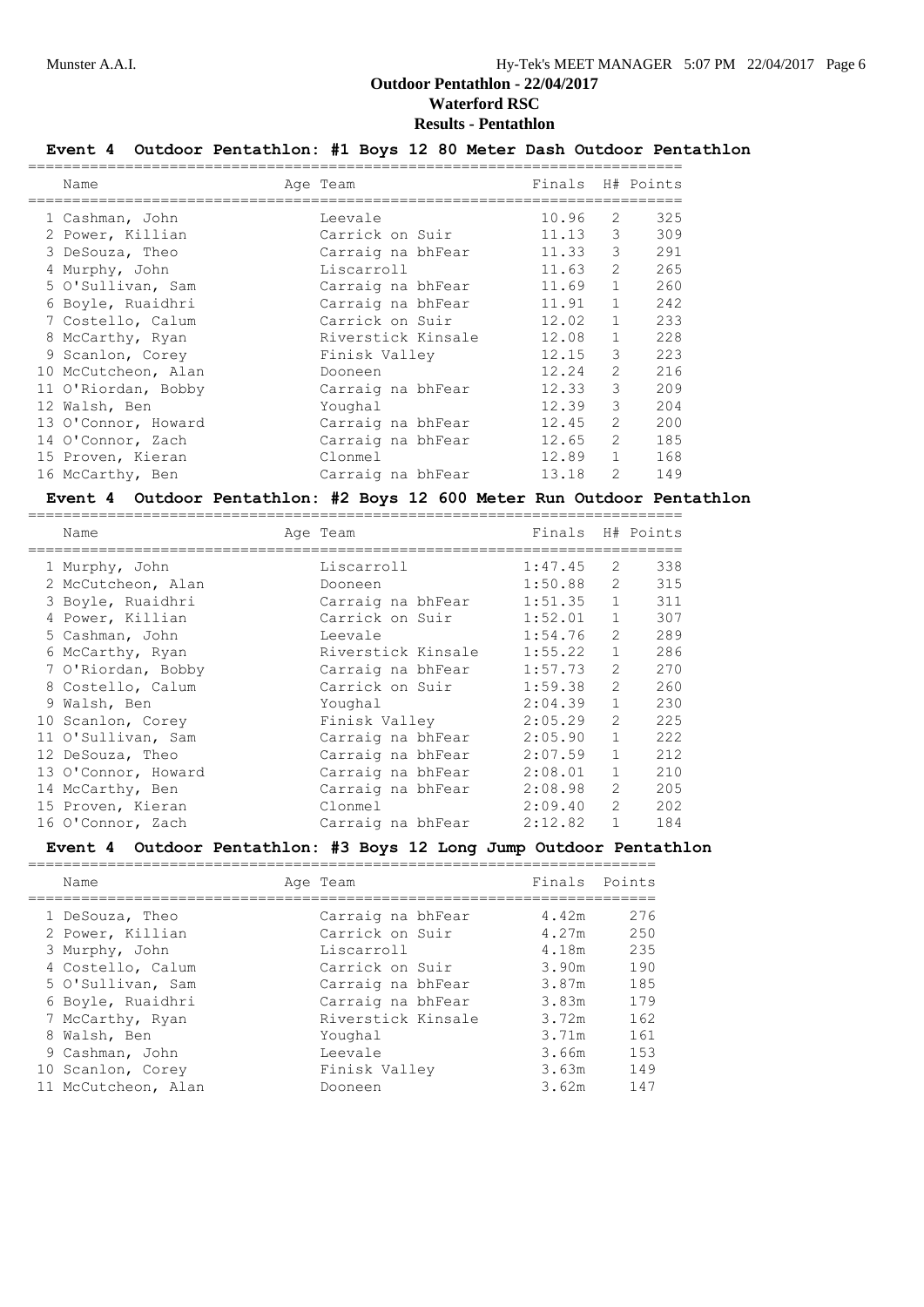# Outdoor Pentathlon - 22/04/2017

## Waterford RSC

### Results - Pentathlon

**Event 4 Outdoor Pentathlon: #1 Boys 12 80 Meter Dash Outdoor Pentathlon**

| Name | Age | Team | Finals | H# | Points |
|---|---|---|---|---|---|
| 1 Cashman, John | | Leevale | 10.96 | 2 | 325 |
| 2 Power, Killian | | Carrick on Suir | 11.13 | 3 | 309 |
| 3 DeSouza, Theo | | Carraig na bhFear | 11.33 | 3 | 291 |
| 4 Murphy, John | | Liscarroll | 11.63 | 2 | 265 |
| 5 O'Sullivan, Sam | | Carraig na bhFear | 11.69 | 1 | 260 |
| 6 Boyle, Ruaidhri | | Carraig na bhFear | 11.91 | 1 | 242 |
| 7 Costello, Calum | | Carrick on Suir | 12.02 | 1 | 233 |
| 8 McCarthy, Ryan | | Riverstick Kinsale | 12.08 | 1 | 228 |
| 9 Scanlon, Corey | | Finisk Valley | 12.15 | 3 | 223 |
| 10 McCutcheon, Alan | | Dooneen | 12.24 | 2 | 216 |
| 11 O'Riordan, Bobby | | Carraig na bhFear | 12.33 | 3 | 209 |
| 12 Walsh, Ben | | Youghal | 12.39 | 3 | 204 |
| 13 O'Connor, Howard | | Carraig na bhFear | 12.45 | 2 | 200 |
| 14 O'Connor, Zach | | Carraig na bhFear | 12.65 | 2 | 185 |
| 15 Proven, Kieran | | Clonmel | 12.89 | 1 | 168 |
| 16 McCarthy, Ben | | Carraig na bhFear | 13.18 | 2 | 149 |

**Event 4 Outdoor Pentathlon: #2 Boys 12 600 Meter Run Outdoor Pentathlon**

| Name | Age | Team | Finals | H# | Points |
|---|---|---|---|---|---|
| 1 Murphy, John | | Liscarroll | 1:47.45 | 2 | 338 |
| 2 McCutcheon, Alan | | Dooneen | 1:50.88 | 2 | 315 |
| 3 Boyle, Ruaidhri | | Carraig na bhFear | 1:51.35 | 1 | 311 |
| 4 Power, Killian | | Carrick on Suir | 1:52.01 | 1 | 307 |
| 5 Cashman, John | | Leevale | 1:54.76 | 2 | 289 |
| 6 McCarthy, Ryan | | Riverstick Kinsale | 1:55.22 | 1 | 286 |
| 7 O'Riordan, Bobby | | Carraig na bhFear | 1:57.73 | 2 | 270 |
| 8 Costello, Calum | | Carrick on Suir | 1:59.38 | 2 | 260 |
| 9 Walsh, Ben | | Youghal | 2:04.39 | 1 | 230 |
| 10 Scanlon, Corey | | Finisk Valley | 2:05.29 | 2 | 225 |
| 11 O'Sullivan, Sam | | Carraig na bhFear | 2:05.90 | 1 | 222 |
| 12 DeSouza, Theo | | Carraig na bhFear | 2:07.59 | 1 | 212 |
| 13 O'Connor, Howard | | Carraig na bhFear | 2:08.01 | 1 | 210 |
| 14 McCarthy, Ben | | Carraig na bhFear | 2:08.98 | 2 | 205 |
| 15 Proven, Kieran | | Clonmel | 2:09.40 | 2 | 202 |
| 16 O'Connor, Zach | | Carraig na bhFear | 2:12.82 | 1 | 184 |

**Event 4 Outdoor Pentathlon: #3 Boys 12 Long Jump Outdoor Pentathlon**

| Name | Age | Team | Finals | Points |
|---|---|---|---|---|
| 1 DeSouza, Theo | | Carraig na bhFear | 4.42m | 276 |
| 2 Power, Killian | | Carrick on Suir | 4.27m | 250 |
| 3 Murphy, John | | Liscarroll | 4.18m | 235 |
| 4 Costello, Calum | | Carrick on Suir | 3.90m | 190 |
| 5 O'Sullivan, Sam | | Carraig na bhFear | 3.87m | 185 |
| 6 Boyle, Ruaidhri | | Carraig na bhFear | 3.83m | 179 |
| 7 McCarthy, Ryan | | Riverstick Kinsale | 3.72m | 162 |
| 8 Walsh, Ben | | Youghal | 3.71m | 161 |
| 9 Cashman, John | | Leevale | 3.66m | 153 |
| 10 Scanlon, Corey | | Finisk Valley | 3.63m | 149 |
| 11 McCutcheon, Alan | | Dooneen | 3.62m | 147 |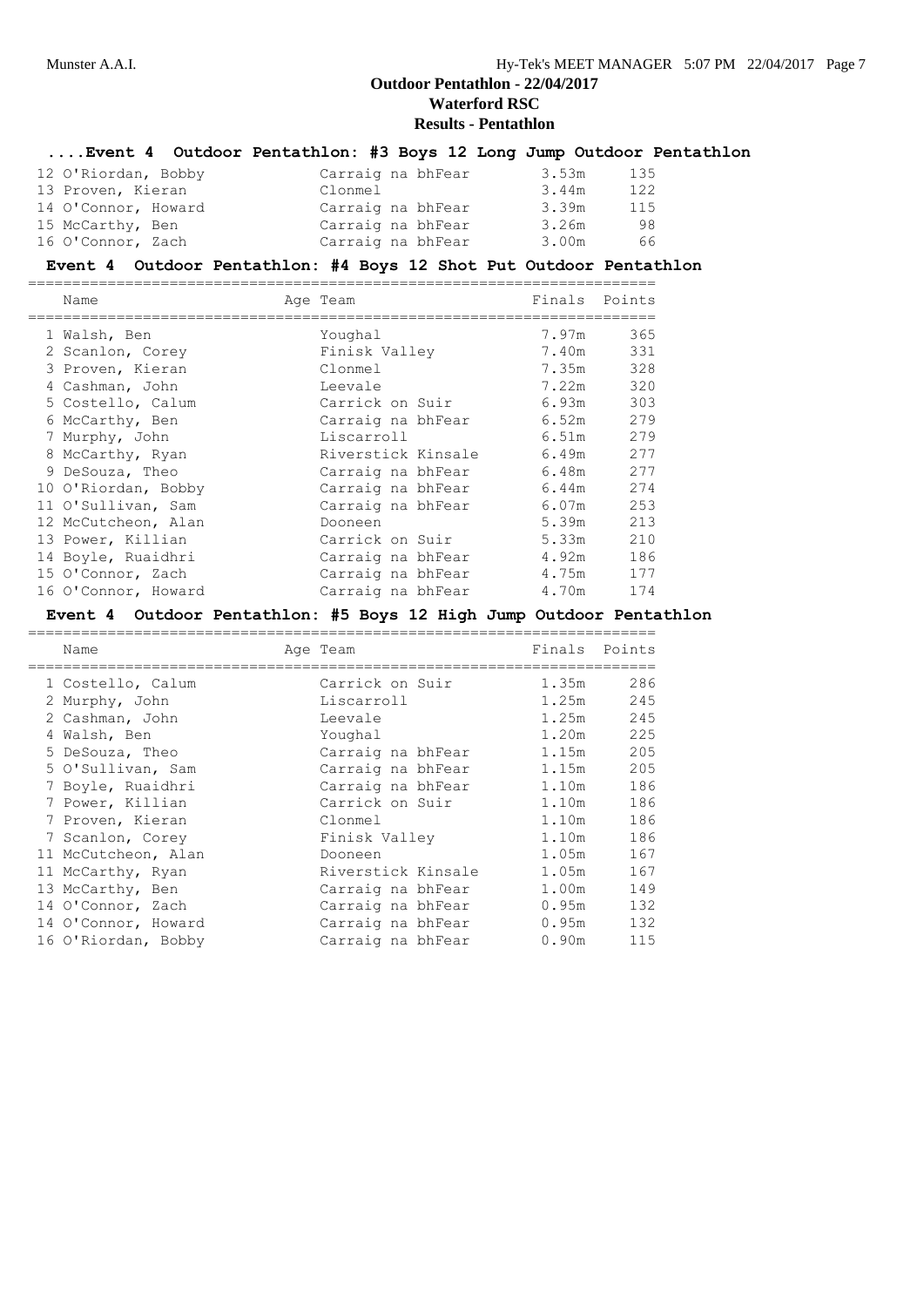## ....Event 4 Outdoor Pentathlon: #3 Boys 12 Long Jump Outdoor Pentathlon

| Name | Age | Team | Finals | Points |
|---|---|---|---|---|
| 12 O'Riordan, Bobby | | Carraig na bhFear | 3.53m | 135 |
| 13 Proven, Kieran | | Clonmel | 3.44m | 122 |
| 14 O'Connor, Howard | | Carraig na bhFear | 3.39m | 115 |
| 15 McCarthy, Ben | | Carraig na bhFear | 3.26m | 98 |
| 16 O'Connor, Zach | | Carraig na bhFear | 3.00m | 66 |

## Event 4 Outdoor Pentathlon: #4 Boys 12 Shot Put Outdoor Pentathlon

| Name | Age | Team | Finals | Points |
|---|---|---|---|---|
| 1 Walsh, Ben | | Youghal | 7.97m | 365 |
| 2 Scanlon, Corey | | Finisk Valley | 7.40m | 331 |
| 3 Proven, Kieran | | Clonmel | 7.35m | 328 |
| 4 Cashman, John | | Leevale | 7.22m | 320 |
| 5 Costello, Calum | | Carrick on Suir | 6.93m | 303 |
| 6 McCarthy, Ben | | Carraig na bhFear | 6.52m | 279 |
| 7 Murphy, John | | Liscarroll | 6.51m | 279 |
| 8 McCarthy, Ryan | | Riverstick Kinsale | 6.49m | 277 |
| 9 DeSouza, Theo | | Carraig na bhFear | 6.48m | 277 |
| 10 O'Riordan, Bobby | | Carraig na bhFear | 6.44m | 274 |
| 11 O'Sullivan, Sam | | Carraig na bhFear | 6.07m | 253 |
| 12 McCutcheon, Alan | | Dooneen | 5.39m | 213 |
| 13 Power, Killian | | Carrick on Suir | 5.33m | 210 |
| 14 Boyle, Ruaidhri | | Carraig na bhFear | 4.92m | 186 |
| 15 O'Connor, Zach | | Carraig na bhFear | 4.75m | 177 |
| 16 O'Connor, Howard | | Carraig na bhFear | 4.70m | 174 |

## Event 4 Outdoor Pentathlon: #5 Boys 12 High Jump Outdoor Pentathlon

| Name | Age | Team | Finals | Points |
|---|---|---|---|---|
| 1 Costello, Calum | | Carrick on Suir | 1.35m | 286 |
| 2 Murphy, John | | Liscarroll | 1.25m | 245 |
| 2 Cashman, John | | Leevale | 1.25m | 245 |
| 4 Walsh, Ben | | Youghal | 1.20m | 225 |
| 5 DeSouza, Theo | | Carraig na bhFear | 1.15m | 205 |
| 5 O'Sullivan, Sam | | Carraig na bhFear | 1.15m | 205 |
| 7 Boyle, Ruaidhri | | Carraig na bhFear | 1.10m | 186 |
| 7 Power, Killian | | Carrick on Suir | 1.10m | 186 |
| 7 Proven, Kieran | | Clonmel | 1.10m | 186 |
| 7 Scanlon, Corey | | Finisk Valley | 1.10m | 186 |
| 11 McCutcheon, Alan | | Dooneen | 1.05m | 167 |
| 11 McCarthy, Ryan | | Riverstick Kinsale | 1.05m | 167 |
| 13 McCarthy, Ben | | Carraig na bhFear | 1.00m | 149 |
| 14 O'Connor, Zach | | Carraig na bhFear | 0.95m | 132 |
| 14 O'Connor, Howard | | Carraig na bhFear | 0.95m | 132 |
| 16 O'Riordan, Bobby | | Carraig na bhFear | 0.90m | 115 |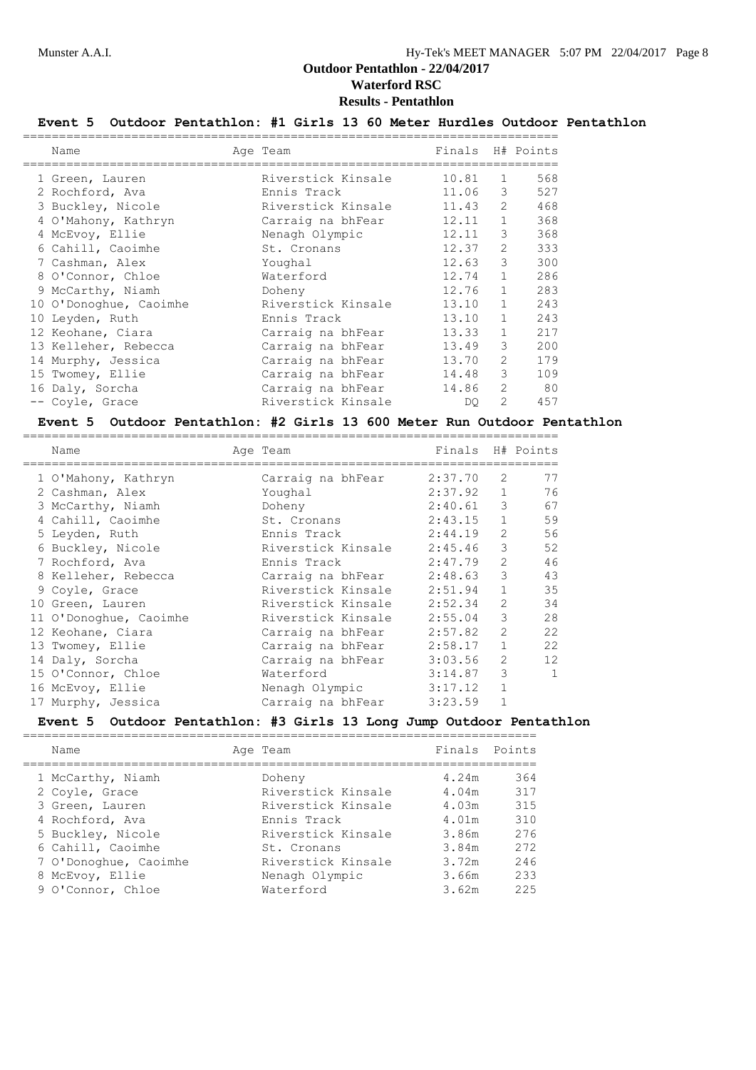## Outdoor Pentathlon - 22/04/2017

### Waterford RSC

### Results - Pentathlon

#### Event 5 Outdoor Pentathlon: #1 Girls 13 60 Meter Hurdles Outdoor Pentathlon

| | Name | Age | Team | Finals | H# | Points |
|---|---|---|---|---|---|---|
| 1 | Green, Lauren | | Riverstick Kinsale | 10.81 | 1 | 568 |
| 2 | Rochford, Ava | | Ennis Track | 11.06 | 3 | 527 |
| 3 | Buckley, Nicole | | Riverstick Kinsale | 11.43 | 2 | 468 |
| 4 | O'Mahony, Kathryn | | Carraig na bhFear | 12.11 | 1 | 368 |
| 4 | McEvoy, Ellie | | Nenagh Olympic | 12.11 | 3 | 368 |
| 6 | Cahill, Caoimhe | | St. Cronans | 12.37 | 2 | 333 |
| 7 | Cashman, Alex | | Youghal | 12.63 | 3 | 300 |
| 8 | O'Connor, Chloe | | Waterford | 12.74 | 1 | 286 |
| 9 | McCarthy, Niamh | | Doheny | 12.76 | 1 | 283 |
| 10 | O'Donoghue, Caoimhe | | Riverstick Kinsale | 13.10 | 1 | 243 |
| 10 | Leyden, Ruth | | Ennis Track | 13.10 | 1 | 243 |
| 12 | Keohane, Ciara | | Carraig na bhFear | 13.33 | 1 | 217 |
| 13 | Kelleher, Rebecca | | Carraig na bhFear | 13.49 | 3 | 200 |
| 14 | Murphy, Jessica | | Carraig na bhFear | 13.70 | 2 | 179 |
| 15 | Twomey, Ellie | | Carraig na bhFear | 14.48 | 3 | 109 |
| 16 | Daly, Sorcha | | Carraig na bhFear | 14.86 | 2 | 80 |
| -- | Coyle, Grace | | Riverstick Kinsale | DQ | 2 | 457 |

#### Event 5 Outdoor Pentathlon: #2 Girls 13 600 Meter Run Outdoor Pentathlon

| | Name | Age | Team | Finals | H# | Points |
|---|---|---|---|---|---|---|
| 1 | O'Mahony, Kathryn | | Carraig na bhFear | 2:37.70 | 2 | 77 |
| 2 | Cashman, Alex | | Youghal | 2:37.92 | 1 | 76 |
| 3 | McCarthy, Niamh | | Doheny | 2:40.61 | 3 | 67 |
| 4 | Cahill, Caoimhe | | St. Cronans | 2:43.15 | 1 | 59 |
| 5 | Leyden, Ruth | | Ennis Track | 2:44.19 | 2 | 56 |
| 6 | Buckley, Nicole | | Riverstick Kinsale | 2:45.46 | 3 | 52 |
| 7 | Rochford, Ava | | Ennis Track | 2:47.79 | 2 | 46 |
| 8 | Kelleher, Rebecca | | Carraig na bhFear | 2:48.63 | 3 | 43 |
| 9 | Coyle, Grace | | Riverstick Kinsale | 2:51.94 | 1 | 35 |
| 10 | Green, Lauren | | Riverstick Kinsale | 2:52.34 | 2 | 34 |
| 11 | O'Donoghue, Caoimhe | | Riverstick Kinsale | 2:55.04 | 3 | 28 |
| 12 | Keohane, Ciara | | Carraig na bhFear | 2:57.82 | 2 | 22 |
| 13 | Twomey, Ellie | | Carraig na bhFear | 2:58.17 | 1 | 22 |
| 14 | Daly, Sorcha | | Carraig na bhFear | 3:03.56 | 2 | 12 |
| 15 | O'Connor, Chloe | | Waterford | 3:14.87 | 3 | 1 |
| 16 | McEvoy, Ellie | | Nenagh Olympic | 3:17.12 | 1 | |
| 17 | Murphy, Jessica | | Carraig na bhFear | 3:23.59 | 1 | |

#### Event 5 Outdoor Pentathlon: #3 Girls 13 Long Jump Outdoor Pentathlon

| | Name | Age | Team | Finals | Points |
|---|---|---|---|---|---|
| 1 | McCarthy, Niamh | | Doheny | 4.24m | 364 |
| 2 | Coyle, Grace | | Riverstick Kinsale | 4.04m | 317 |
| 3 | Green, Lauren | | Riverstick Kinsale | 4.03m | 315 |
| 4 | Rochford, Ava | | Ennis Track | 4.01m | 310 |
| 5 | Buckley, Nicole | | Riverstick Kinsale | 3.86m | 276 |
| 6 | Cahill, Caoimhe | | St. Cronans | 3.84m | 272 |
| 7 | O'Donoghue, Caoimhe | | Riverstick Kinsale | 3.72m | 246 |
| 8 | McEvoy, Ellie | | Nenagh Olympic | 3.66m | 233 |
| 9 | O'Connor, Chloe | | Waterford | 3.62m | 225 |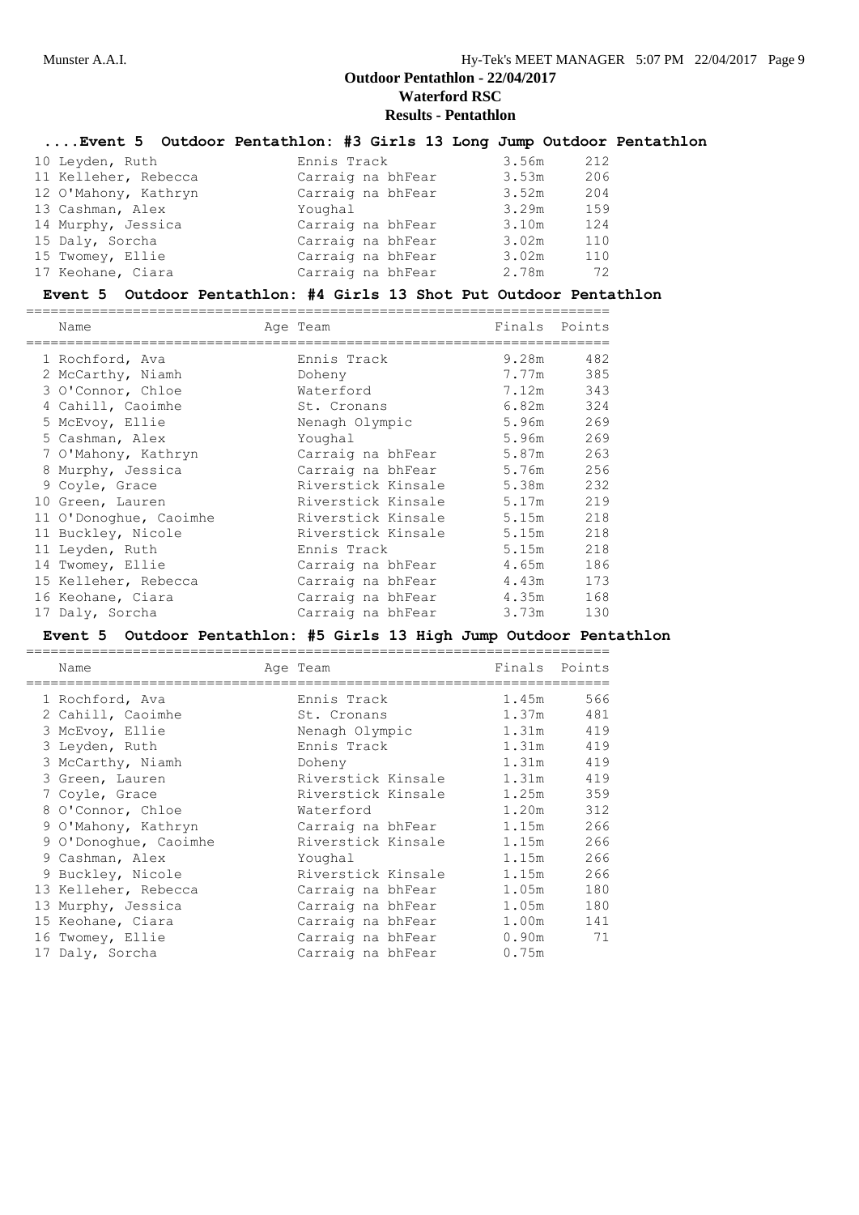# Outdoor Pentathlon - 22/04/2017

## Waterford RSC

## Results - Pentathlon

### ....Event 5 Outdoor Pentathlon: #3 Girls 13 Long Jump Outdoor Pentathlon

| Name | Age | Team | Finals | Points |
|---|---|---|---|---|
| 10 Leyden, Ruth | | Ennis Track | 3.56m | 212 |
| 11 Kelleher, Rebecca | | Carraig na bhFear | 3.53m | 206 |
| 12 O'Mahony, Kathryn | | Carraig na bhFear | 3.52m | 204 |
| 13 Cashman, Alex | | Youghal | 3.29m | 159 |
| 14 Murphy, Jessica | | Carraig na bhFear | 3.10m | 124 |
| 15 Daly, Sorcha | | Carraig na bhFear | 3.02m | 110 |
| 15 Twomey, Ellie | | Carraig na bhFear | 3.02m | 110 |
| 17 Keohane, Ciara | | Carraig na bhFear | 2.78m | 72 |

### Event 5 Outdoor Pentathlon: #4 Girls 13 Shot Put Outdoor Pentathlon

| Name | Age | Team | Finals | Points |
|---|---|---|---|---|
| 1 Rochford, Ava | | Ennis Track | 9.28m | 482 |
| 2 McCarthy, Niamh | | Doheny | 7.77m | 385 |
| 3 O'Connor, Chloe | | Waterford | 7.12m | 343 |
| 4 Cahill, Caoimhe | | St. Cronans | 6.82m | 324 |
| 5 McEvoy, Ellie | | Nenagh Olympic | 5.96m | 269 |
| 5 Cashman, Alex | | Youghal | 5.96m | 269 |
| 7 O'Mahony, Kathryn | | Carraig na bhFear | 5.87m | 263 |
| 8 Murphy, Jessica | | Carraig na bhFear | 5.76m | 256 |
| 9 Coyle, Grace | | Riverstick Kinsale | 5.38m | 232 |
| 10 Green, Lauren | | Riverstick Kinsale | 5.17m | 219 |
| 11 O'Donoghue, Caoimhe | | Riverstick Kinsale | 5.15m | 218 |
| 11 Buckley, Nicole | | Riverstick Kinsale | 5.15m | 218 |
| 11 Leyden, Ruth | | Ennis Track | 5.15m | 218 |
| 14 Twomey, Ellie | | Carraig na bhFear | 4.65m | 186 |
| 15 Kelleher, Rebecca | | Carraig na bhFear | 4.43m | 173 |
| 16 Keohane, Ciara | | Carraig na bhFear | 4.35m | 168 |
| 17 Daly, Sorcha | | Carraig na bhFear | 3.73m | 130 |

### Event 5 Outdoor Pentathlon: #5 Girls 13 High Jump Outdoor Pentathlon

| Name | Age | Team | Finals | Points |
|---|---|---|---|---|
| 1 Rochford, Ava | | Ennis Track | 1.45m | 566 |
| 2 Cahill, Caoimhe | | St. Cronans | 1.37m | 481 |
| 3 McEvoy, Ellie | | Nenagh Olympic | 1.31m | 419 |
| 3 Leyden, Ruth | | Ennis Track | 1.31m | 419 |
| 3 McCarthy, Niamh | | Doheny | 1.31m | 419 |
| 3 Green, Lauren | | Riverstick Kinsale | 1.31m | 419 |
| 7 Coyle, Grace | | Riverstick Kinsale | 1.25m | 359 |
| 8 O'Connor, Chloe | | Waterford | 1.20m | 312 |
| 9 O'Mahony, Kathryn | | Carraig na bhFear | 1.15m | 266 |
| 9 O'Donoghue, Caoimhe | | Riverstick Kinsale | 1.15m | 266 |
| 9 Cashman, Alex | | Youghal | 1.15m | 266 |
| 9 Buckley, Nicole | | Riverstick Kinsale | 1.15m | 266 |
| 13 Kelleher, Rebecca | | Carraig na bhFear | 1.05m | 180 |
| 13 Murphy, Jessica | | Carraig na bhFear | 1.05m | 180 |
| 15 Keohane, Ciara | | Carraig na bhFear | 1.00m | 141 |
| 16 Twomey, Ellie | | Carraig na bhFear | 0.90m | 71 |
| 17 Daly, Sorcha | | Carraig na bhFear | 0.75m | |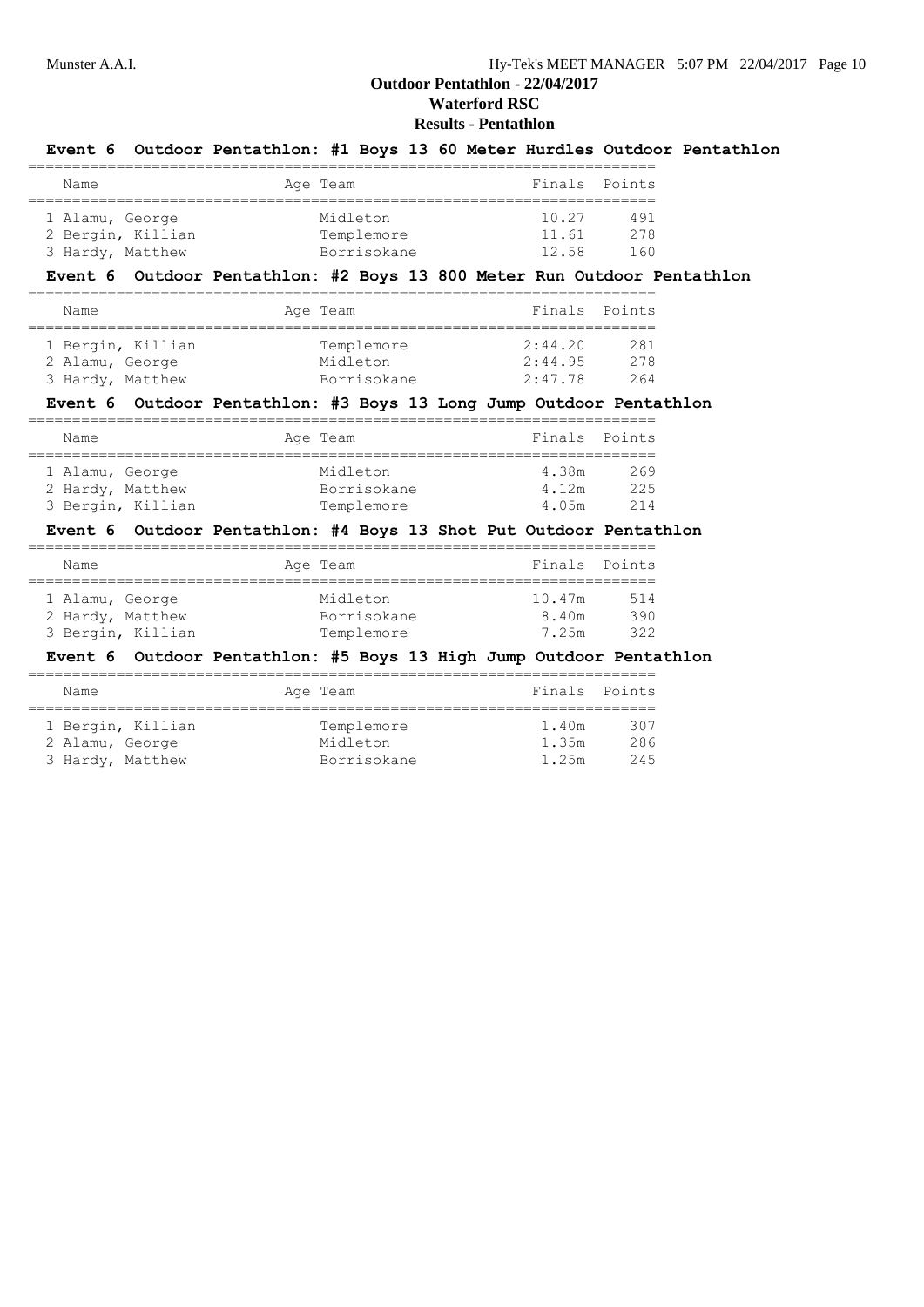## Outdoor Pentathlon - 22/04/2017

### Waterford RSC

### Results - Pentathlon

**Event 6 Outdoor Pentathlon: #1 Boys 13 60 Meter Hurdles Outdoor Pentathlon**

| Name | Age | Team | Finals | Points |
|---|---|---|---|---|
| 1 Alamu, George | | Midleton | 10.27 | 491 |
| 2 Bergin, Killian | | Templemore | 11.61 | 278 |
| 3 Hardy, Matthew | | Borrisokane | 12.58 | 160 |

**Event 6 Outdoor Pentathlon: #2 Boys 13 800 Meter Run Outdoor Pentathlon**

| Name | Age | Team | Finals | Points |
|---|---|---|---|---|
| 1 Bergin, Killian | | Templemore | 2:44.20 | 281 |
| 2 Alamu, George | | Midleton | 2:44.95 | 278 |
| 3 Hardy, Matthew | | Borrisokane | 2:47.78 | 264 |

**Event 6 Outdoor Pentathlon: #3 Boys 13 Long Jump Outdoor Pentathlon**

| Name | Age | Team | Finals | Points |
|---|---|---|---|---|
| 1 Alamu, George | | Midleton | 4.38m | 269 |
| 2 Hardy, Matthew | | Borrisokane | 4.12m | 225 |
| 3 Bergin, Killian | | Templemore | 4.05m | 214 |

**Event 6 Outdoor Pentathlon: #4 Boys 13 Shot Put Outdoor Pentathlon**

| Name | Age | Team | Finals | Points |
|---|---|---|---|---|
| 1 Alamu, George | | Midleton | 10.47m | 514 |
| 2 Hardy, Matthew | | Borrisokane | 8.40m | 390 |
| 3 Bergin, Killian | | Templemore | 7.25m | 322 |

**Event 6 Outdoor Pentathlon: #5 Boys 13 High Jump Outdoor Pentathlon**

| Name | Age | Team | Finals | Points |
|---|---|---|---|---|
| 1 Bergin, Killian | | Templemore | 1.40m | 307 |
| 2 Alamu, George | | Midleton | 1.35m | 286 |
| 3 Hardy, Matthew | | Borrisokane | 1.25m | 245 |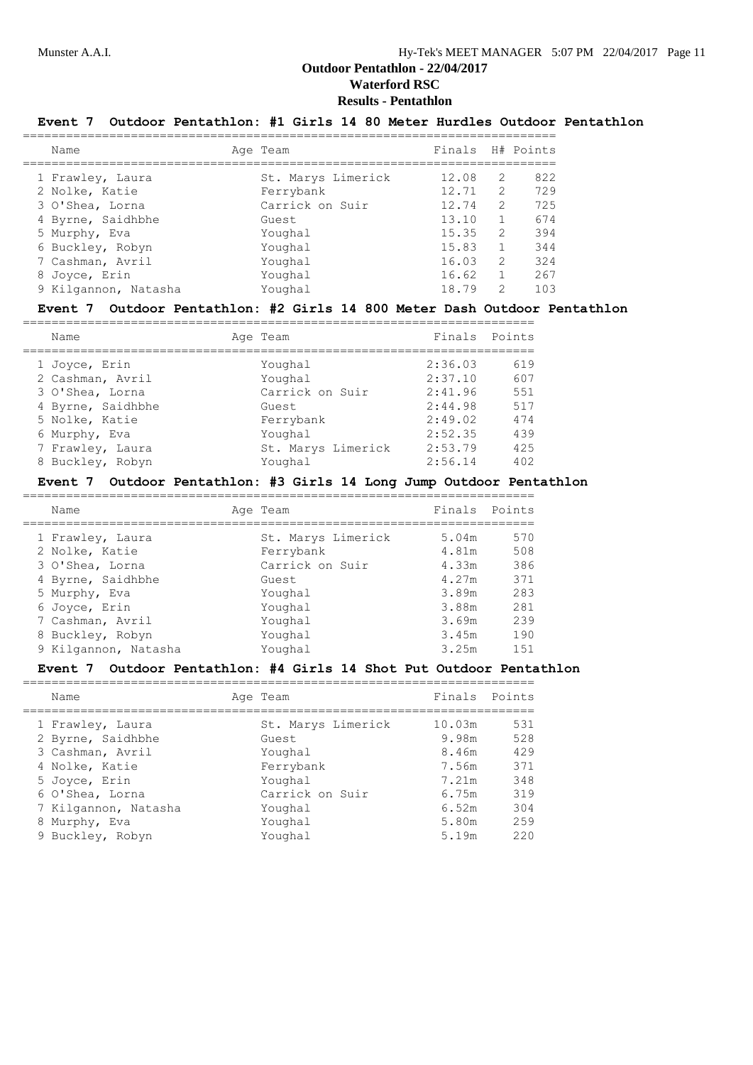# Outdoor Pentathlon - 22/04/2017

## Waterford RSC

### Results - Pentathlon

**Event 7 Outdoor Pentathlon: #1 Girls 14 80 Meter Hurdles Outdoor Pentathlon**

| Name | Age | Team | Finals | H# | Points |
|---|---|---|---|---|---|
| 1 Frawley, Laura | | St. Marys Limerick | 12.08 | 2 | 822 |
| 2 Nolke, Katie | | Ferrybank | 12.71 | 2 | 729 |
| 3 O'Shea, Lorna | | Carrick on Suir | 12.74 | 2 | 725 |
| 4 Byrne, Saidhbhe | | Guest | 13.10 | 1 | 674 |
| 5 Murphy, Eva | | Youghal | 15.35 | 2 | 394 |
| 6 Buckley, Robyn | | Youghal | 15.83 | 1 | 344 |
| 7 Cashman, Avril | | Youghal | 16.03 | 2 | 324 |
| 8 Joyce, Erin | | Youghal | 16.62 | 1 | 267 |
| 9 Kilgannon, Natasha | | Youghal | 18.79 | 2 | 103 |

**Event 7 Outdoor Pentathlon: #2 Girls 14 800 Meter Dash Outdoor Pentathlon**

| Name | Age | Team | Finals | Points |
|---|---|---|---|---|
| 1 Joyce, Erin | | Youghal | 2:36.03 | 619 |
| 2 Cashman, Avril | | Youghal | 2:37.10 | 607 |
| 3 O'Shea, Lorna | | Carrick on Suir | 2:41.96 | 551 |
| 4 Byrne, Saidhbhe | | Guest | 2:44.98 | 517 |
| 5 Nolke, Katie | | Ferrybank | 2:49.02 | 474 |
| 6 Murphy, Eva | | Youghal | 2:52.35 | 439 |
| 7 Frawley, Laura | | St. Marys Limerick | 2:53.79 | 425 |
| 8 Buckley, Robyn | | Youghal | 2:56.14 | 402 |

**Event 7 Outdoor Pentathlon: #3 Girls 14 Long Jump Outdoor Pentathlon**

| Name | Age | Team | Finals | Points |
|---|---|---|---|---|
| 1 Frawley, Laura | | St. Marys Limerick | 5.04m | 570 |
| 2 Nolke, Katie | | Ferrybank | 4.81m | 508 |
| 3 O'Shea, Lorna | | Carrick on Suir | 4.33m | 386 |
| 4 Byrne, Saidhbhe | | Guest | 4.27m | 371 |
| 5 Murphy, Eva | | Youghal | 3.89m | 283 |
| 6 Joyce, Erin | | Youghal | 3.88m | 281 |
| 7 Cashman, Avril | | Youghal | 3.69m | 239 |
| 8 Buckley, Robyn | | Youghal | 3.45m | 190 |
| 9 Kilgannon, Natasha | | Youghal | 3.25m | 151 |

**Event 7 Outdoor Pentathlon: #4 Girls 14 Shot Put Outdoor Pentathlon**

| Name | Age | Team | Finals | Points |
|---|---|---|---|---|
| 1 Frawley, Laura | | St. Marys Limerick | 10.03m | 531 |
| 2 Byrne, Saidhbhe | | Guest | 9.98m | 528 |
| 3 Cashman, Avril | | Youghal | 8.46m | 429 |
| 4 Nolke, Katie | | Ferrybank | 7.56m | 371 |
| 5 Joyce, Erin | | Youghal | 7.21m | 348 |
| 6 O'Shea, Lorna | | Carrick on Suir | 6.75m | 319 |
| 7 Kilgannon, Natasha | | Youghal | 6.52m | 304 |
| 8 Murphy, Eva | | Youghal | 5.80m | 259 |
| 9 Buckley, Robyn | | Youghal | 5.19m | 220 |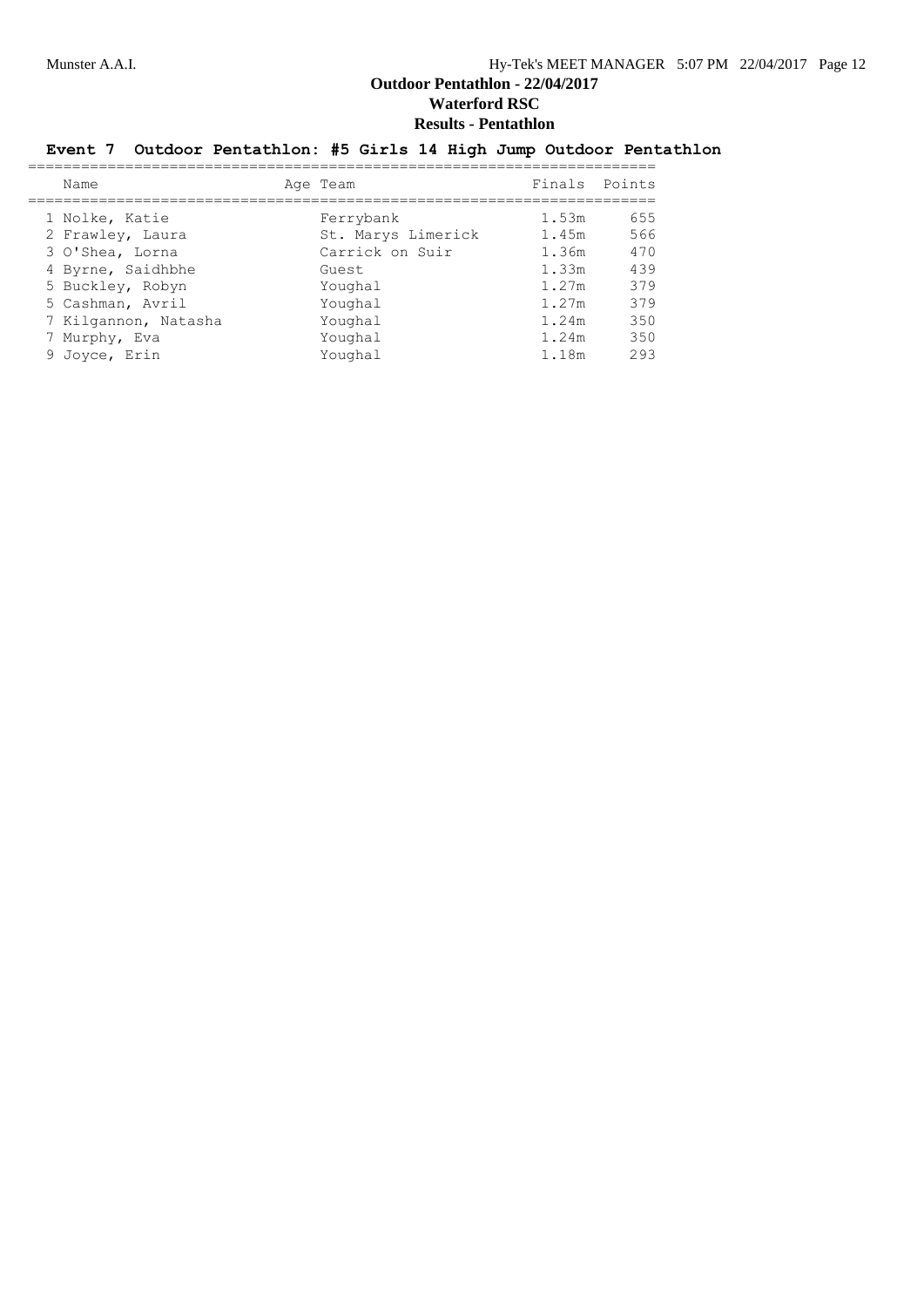# Outdoor Pentathlon - 22/04/2017

## Waterford RSC

## Results - Pentathlon

### Event 7 Outdoor Pentathlon: #5 Girls 14 High Jump Outdoor Pentathlon

| | Name | Age | Team | Finals | Points |
|---|---|---|---|---|---|
| 1 | Nolke, Katie | | Ferrybank | 1.53m | 655 |
| 2 | Frawley, Laura | | St. Marys Limerick | 1.45m | 566 |
| 3 | O'Shea, Lorna | | Carrick on Suir | 1.36m | 470 |
| 4 | Byrne, Saidhbhe | | Guest | 1.33m | 439 |
| 5 | Buckley, Robyn | | Youghal | 1.27m | 379 |
| 5 | Cashman, Avril | | Youghal | 1.27m | 379 |
| 7 | Kilgannon, Natasha | | Youghal | 1.24m | 350 |
| 7 | Murphy, Eva | | Youghal | 1.24m | 350 |
| 9 | Joyce, Erin | | Youghal | 1.18m | 293 |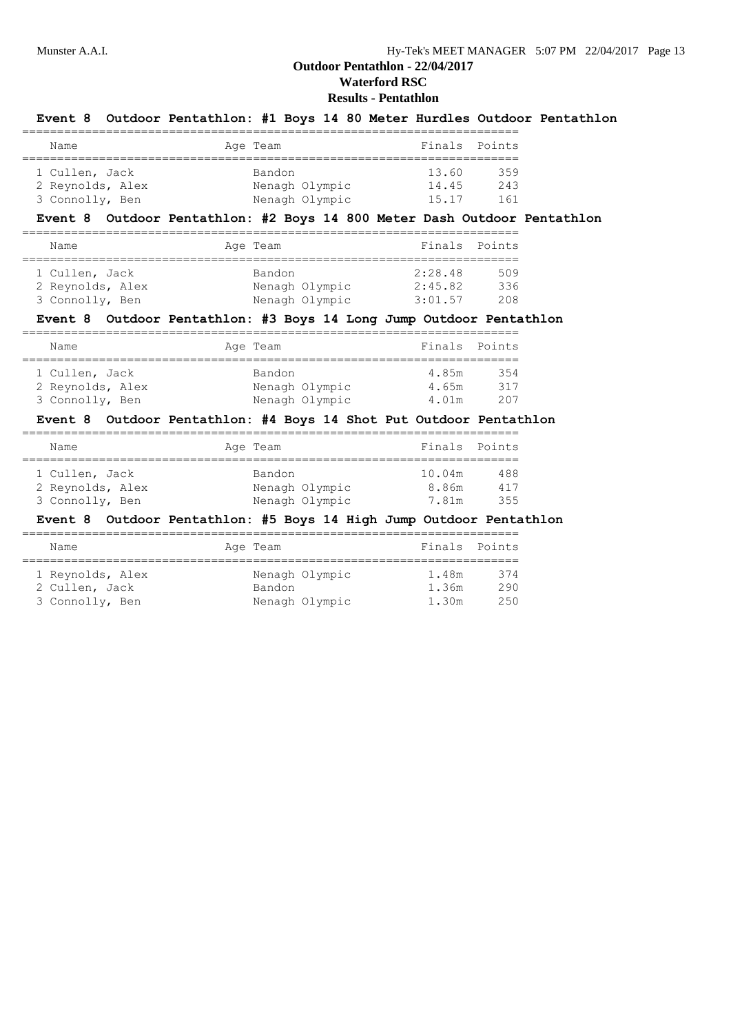# Outdoor Pentathlon - 22/04/2017

## Waterford RSC

### Results - Pentathlon

**Event 8 Outdoor Pentathlon: #1 Boys 14 80 Meter Hurdles Outdoor Pentathlon**

| Name | Age | Team | Finals | Points |
|---|---|---|---|---|
| 1 Cullen, Jack | | Bandon | 13.60 | 359 |
| 2 Reynolds, Alex | | Nenagh Olympic | 14.45 | 243 |
| 3 Connolly, Ben | | Nenagh Olympic | 15.17 | 161 |

**Event 8 Outdoor Pentathlon: #2 Boys 14 800 Meter Dash Outdoor Pentathlon**

| Name | Age | Team | Finals | Points |
|---|---|---|---|---|
| 1 Cullen, Jack | | Bandon | 2:28.48 | 509 |
| 2 Reynolds, Alex | | Nenagh Olympic | 2:45.82 | 336 |
| 3 Connolly, Ben | | Nenagh Olympic | 3:01.57 | 208 |

**Event 8 Outdoor Pentathlon: #3 Boys 14 Long Jump Outdoor Pentathlon**

| Name | Age | Team | Finals | Points |
|---|---|---|---|---|
| 1 Cullen, Jack | | Bandon | 4.85m | 354 |
| 2 Reynolds, Alex | | Nenagh Olympic | 4.65m | 317 |
| 3 Connolly, Ben | | Nenagh Olympic | 4.01m | 207 |

**Event 8 Outdoor Pentathlon: #4 Boys 14 Shot Put Outdoor Pentathlon**

| Name | Age | Team | Finals | Points |
|---|---|---|---|---|
| 1 Cullen, Jack | | Bandon | 10.04m | 488 |
| 2 Reynolds, Alex | | Nenagh Olympic | 8.86m | 417 |
| 3 Connolly, Ben | | Nenagh Olympic | 7.81m | 355 |

**Event 8 Outdoor Pentathlon: #5 Boys 14 High Jump Outdoor Pentathlon**

| Name | Age | Team | Finals | Points |
|---|---|---|---|---|
| 1 Reynolds, Alex | | Nenagh Olympic | 1.48m | 374 |
| 2 Cullen, Jack | | Bandon | 1.36m | 290 |
| 3 Connolly, Ben | | Nenagh Olympic | 1.30m | 250 |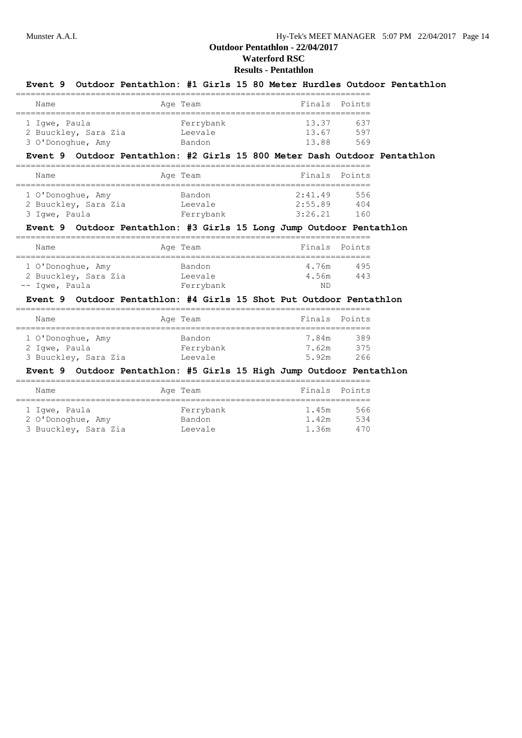# Outdoor Pentathlon - 22/04/2017

**Waterford RSC**

**Results - Pentathlon**

### Event 9 Outdoor Pentathlon: #1 Girls 15 80 Meter Hurdles Outdoor Pentathlon

| | Name | Age | Team | Finals | Points |
|---|---|---|---|---|---|
| 1 | Igwe, Paula | | Ferrybank | 13.37 | 637 |
| 2 | Buuckley, Sara Zia | | Leevale | 13.67 | 597 |
| 3 | O'Donoghue, Amy | | Bandon | 13.88 | 569 |

### Event 9 Outdoor Pentathlon: #2 Girls 15 800 Meter Dash Outdoor Pentathlon

| | Name | Age | Team | Finals | Points |
|---|---|---|---|---|---|
| 1 | O'Donoghue, Amy | | Bandon | 2:41.49 | 556 |
| 2 | Buuckley, Sara Zia | | Leevale | 2:55.89 | 404 |
| 3 | Igwe, Paula | | Ferrybank | 3:26.21 | 160 |

### Event 9 Outdoor Pentathlon: #3 Girls 15 Long Jump Outdoor Pentathlon

| | Name | Age | Team | Finals | Points |
|---|---|---|---|---|---|
| 1 | O'Donoghue, Amy | | Bandon | 4.76m | 495 |
| 2 | Buuckley, Sara Zia | | Leevale | 4.56m | 443 |
| -- | Igwe, Paula | | Ferrybank | ND | |

### Event 9 Outdoor Pentathlon: #4 Girls 15 Shot Put Outdoor Pentathlon

| | Name | Age | Team | Finals | Points |
|---|---|---|---|---|---|
| 1 | O'Donoghue, Amy | | Bandon | 7.84m | 389 |
| 2 | Igwe, Paula | | Ferrybank | 7.62m | 375 |
| 3 | Buuckley, Sara Zia | | Leevale | 5.92m | 266 |

### Event 9 Outdoor Pentathlon: #5 Girls 15 High Jump Outdoor Pentathlon

| | Name | Age | Team | Finals | Points |
|---|---|---|---|---|---|
| 1 | Igwe, Paula | | Ferrybank | 1.45m | 566 |
| 2 | O'Donoghue, Amy | | Bandon | 1.42m | 534 |
| 3 | Buuckley, Sara Zia | | Leevale | 1.36m | 470 |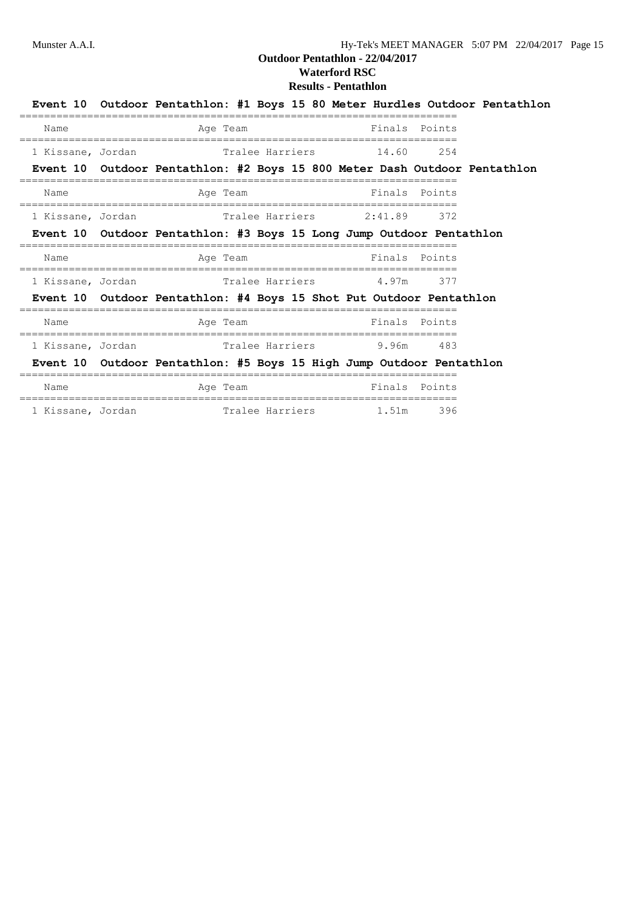# Outdoor Pentathlon - 22/04/2017

## Waterford RSC

## Results - Pentathlon

### Event 10 Outdoor Pentathlon: #1 Boys 15 80 Meter Hurdles Outdoor Pentathlon

| Name | Age | Team | Finals | Points |
|---|---|---|---|---|
| 1 Kissane, Jordan | | Tralee Harriers | 14.60 | 254 |

### Event 10 Outdoor Pentathlon: #2 Boys 15 800 Meter Dash Outdoor Pentathlon

| Name | Age | Team | Finals | Points |
|---|---|---|---|---|
| 1 Kissane, Jordan | | Tralee Harriers | 2:41.89 | 372 |

### Event 10 Outdoor Pentathlon: #3 Boys 15 Long Jump Outdoor Pentathlon

| Name | Age | Team | Finals | Points |
|---|---|---|---|---|
| 1 Kissane, Jordan | | Tralee Harriers | 4.97m | 377 |

### Event 10 Outdoor Pentathlon: #4 Boys 15 Shot Put Outdoor Pentathlon

| Name | Age | Team | Finals | Points |
|---|---|---|---|---|
| 1 Kissane, Jordan | | Tralee Harriers | 9.96m | 483 |

### Event 10 Outdoor Pentathlon: #5 Boys 15 High Jump Outdoor Pentathlon

| Name | Age | Team | Finals | Points |
|---|---|---|---|---|
| 1 Kissane, Jordan | | Tralee Harriers | 1.51m | 396 |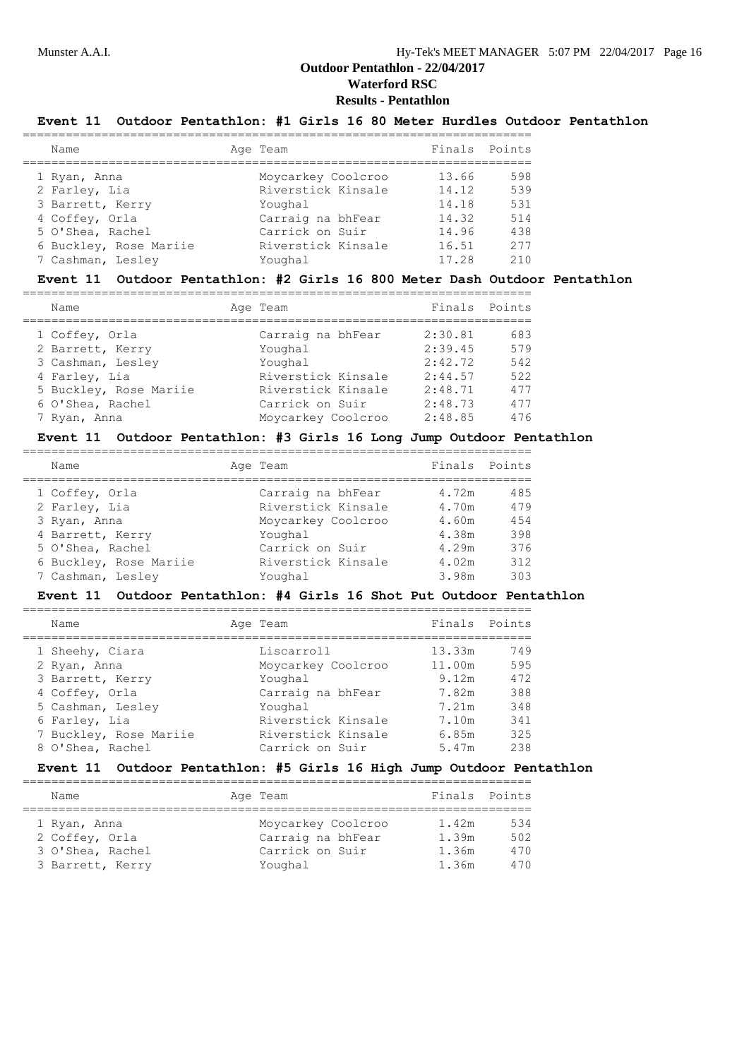Munster A.A.I.

# Outdoor Pentathlon - 22/04/2017

## Waterford RSC

## Results - Pentathlon

### Event 11 Outdoor Pentathlon: #1 Girls 16 80 Meter Hurdles Outdoor Pentathlon

| Name | Age | Team | Finals | Points |
|---|---|---|---|---|
| 1 Ryan, Anna | | Moycarkey Coolcroo | 13.66 | 598 |
| 2 Farley, Lia | | Riverstick Kinsale | 14.12 | 539 |
| 3 Barrett, Kerry | | Youghal | 14.18 | 531 |
| 4 Coffey, Orla | | Carraig na bhFear | 14.32 | 514 |
| 5 O'Shea, Rachel | | Carrick on Suir | 14.96 | 438 |
| 6 Buckley, Rose Mariie | | Riverstick Kinsale | 16.51 | 277 |
| 7 Cashman, Lesley | | Youghal | 17.28 | 210 |

### Event 11 Outdoor Pentathlon: #2 Girls 16 800 Meter Dash Outdoor Pentathlon

| Name | Age | Team | Finals | Points |
|---|---|---|---|---|
| 1 Coffey, Orla | | Carraig na bhFear | 2:30.81 | 683 |
| 2 Barrett, Kerry | | Youghal | 2:39.45 | 579 |
| 3 Cashman, Lesley | | Youghal | 2:42.72 | 542 |
| 4 Farley, Lia | | Riverstick Kinsale | 2:44.57 | 522 |
| 5 Buckley, Rose Mariie | | Riverstick Kinsale | 2:48.71 | 477 |
| 6 O'Shea, Rachel | | Carrick on Suir | 2:48.73 | 477 |
| 7 Ryan, Anna | | Moycarkey Coolcroo | 2:48.85 | 476 |

### Event 11 Outdoor Pentathlon: #3 Girls 16 Long Jump Outdoor Pentathlon

| Name | Age | Team | Finals | Points |
|---|---|---|---|---|
| 1 Coffey, Orla | | Carraig na bhFear | 4.72m | 485 |
| 2 Farley, Lia | | Riverstick Kinsale | 4.70m | 479 |
| 3 Ryan, Anna | | Moycarkey Coolcroo | 4.60m | 454 |
| 4 Barrett, Kerry | | Youghal | 4.38m | 398 |
| 5 O'Shea, Rachel | | Carrick on Suir | 4.29m | 376 |
| 6 Buckley, Rose Mariie | | Riverstick Kinsale | 4.02m | 312 |
| 7 Cashman, Lesley | | Youghal | 3.98m | 303 |

### Event 11 Outdoor Pentathlon: #4 Girls 16 Shot Put Outdoor Pentathlon

| Name | Age | Team | Finals | Points |
|---|---|---|---|---|
| 1 Sheehy, Ciara | | Liscarroll | 13.33m | 749 |
| 2 Ryan, Anna | | Moycarkey Coolcroo | 11.00m | 595 |
| 3 Barrett, Kerry | | Youghal | 9.12m | 472 |
| 4 Coffey, Orla | | Carraig na bhFear | 7.82m | 388 |
| 5 Cashman, Lesley | | Youghal | 7.21m | 348 |
| 6 Farley, Lia | | Riverstick Kinsale | 7.10m | 341 |
| 7 Buckley, Rose Mariie | | Riverstick Kinsale | 6.85m | 325 |
| 8 O'Shea, Rachel | | Carrick on Suir | 5.47m | 238 |

### Event 11 Outdoor Pentathlon: #5 Girls 16 High Jump Outdoor Pentathlon

| Name | Age | Team | Finals | Points |
|---|---|---|---|---|
| 1 Ryan, Anna | | Moycarkey Coolcroo | 1.42m | 534 |
| 2 Coffey, Orla | | Carraig na bhFear | 1.39m | 502 |
| 3 O'Shea, Rachel | | Carrick on Suir | 1.36m | 470 |
| 3 Barrett, Kerry | | Youghal | 1.36m | 470 |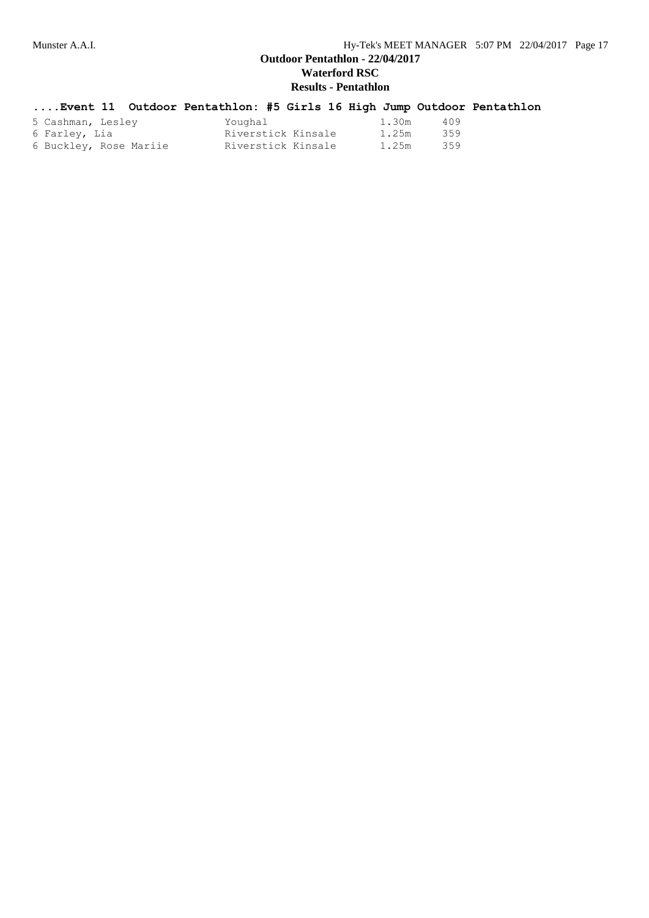## ....Event 11 Outdoor Pentathlon: #5 Girls 16 High Jump Outdoor Pentathlon

| | | | | |
|---|---|---|---|---|
| 5 | Cashman, Lesley | Youghal | 1.30m | 409 |
| 6 | Farley, Lia | Riverstick Kinsale | 1.25m | 359 |
| 6 | Buckley, Rose Mariie | Riverstick Kinsale | 1.25m | 359 |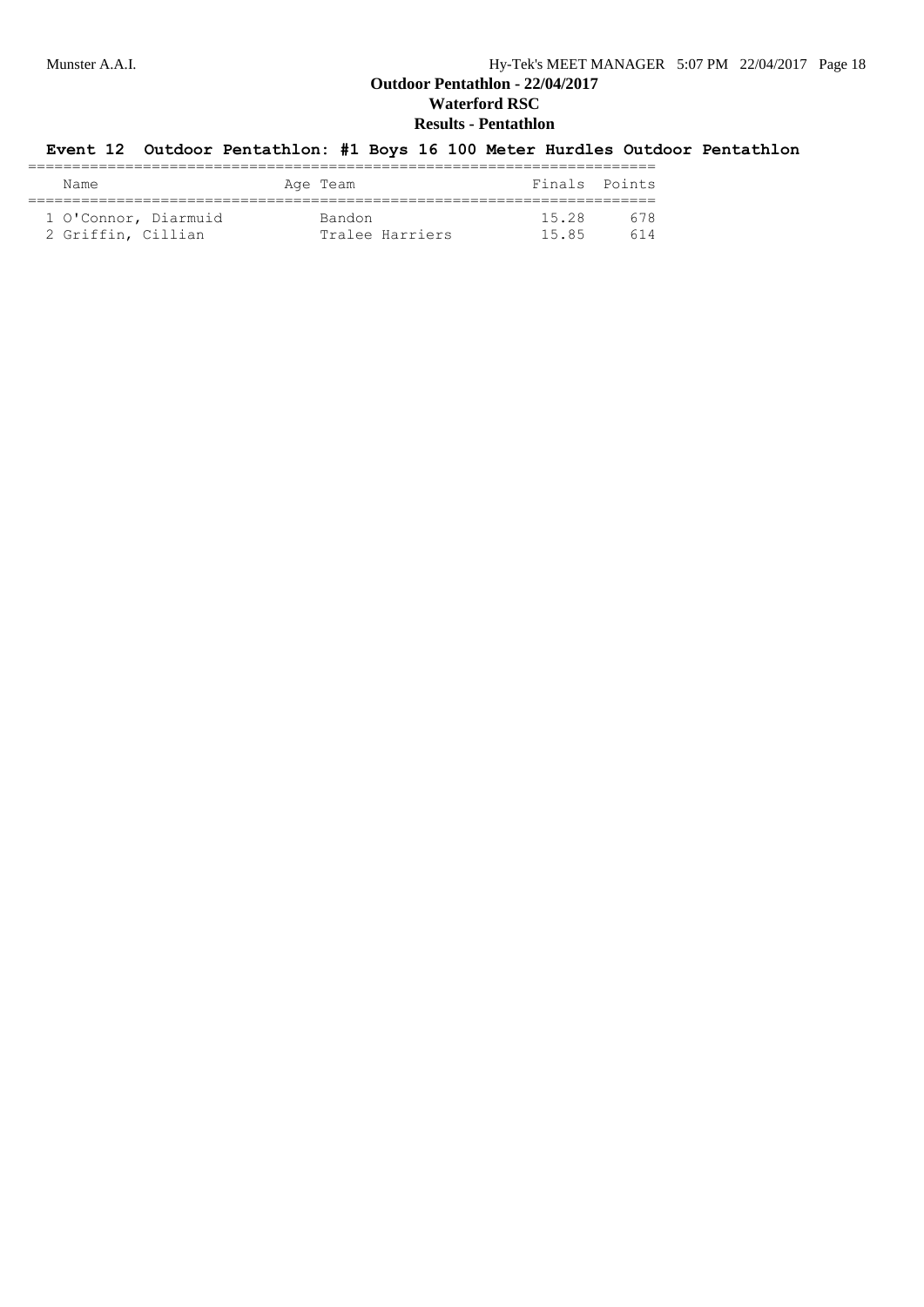## Outdoor Pentathlon - 22/04/2017

### Waterford RSC

### Results - Pentathlon

**Event 12 Outdoor Pentathlon: #1 Boys 16 100 Meter Hurdles Outdoor Pentathlon**

| | Name | Age | Team | Finals | Points |
|---|---|---|---|---|---|
| 1 | O'Connor, Diarmuid | | Bandon | 15.28 | 678 |
| 2 | Griffin, Cillian | | Tralee Harriers | 15.85 | 614 |